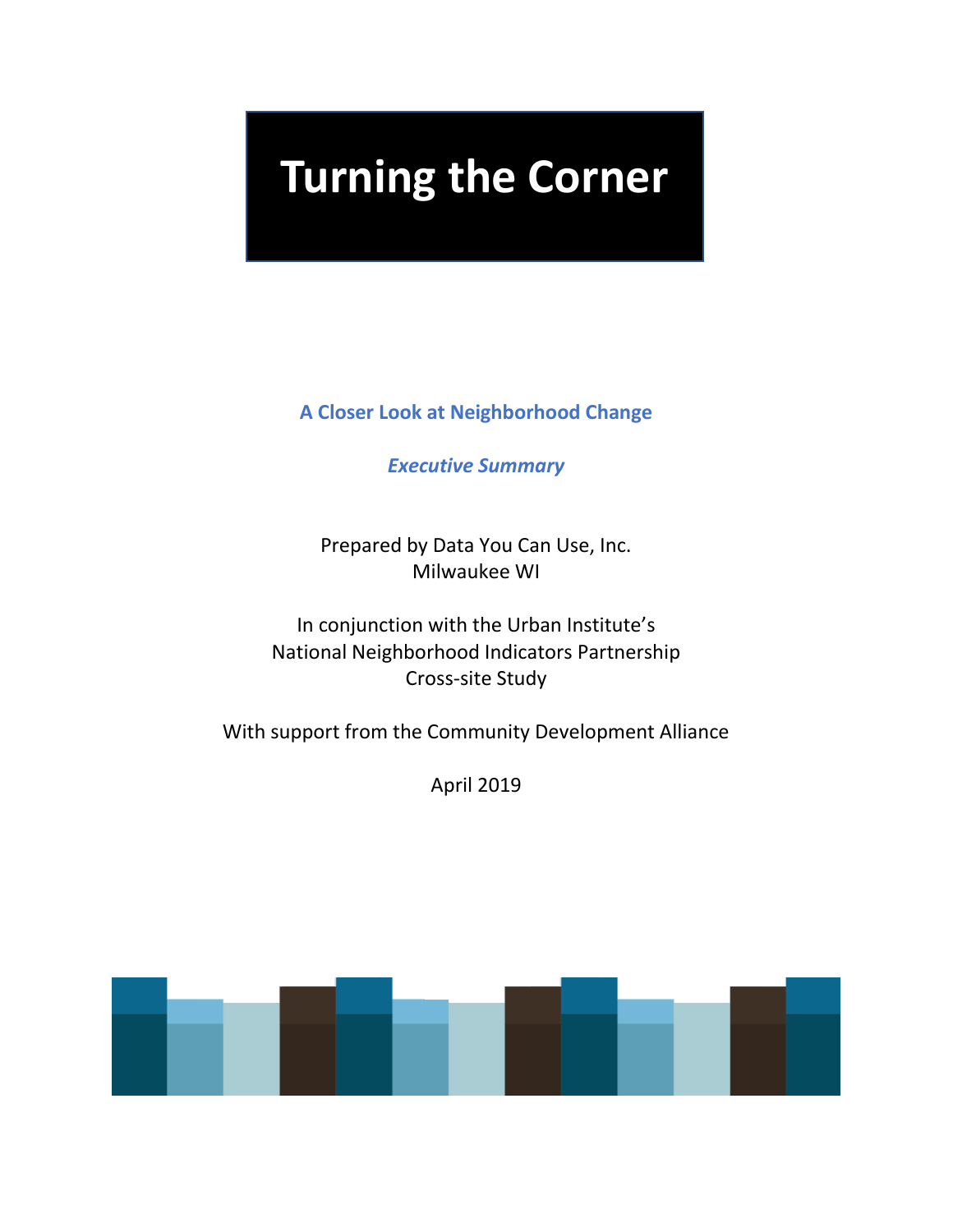# Turning the Corner

## A Closer Look at Neighborhood Change

***Executive Summary***

Prepared by Data You Can Use, Inc.
Milwaukee WI

In conjunction with the Urban Institute's
National Neighborhood Indicators Partnership
Cross-site Study

With support from the Community Development Alliance

April 2019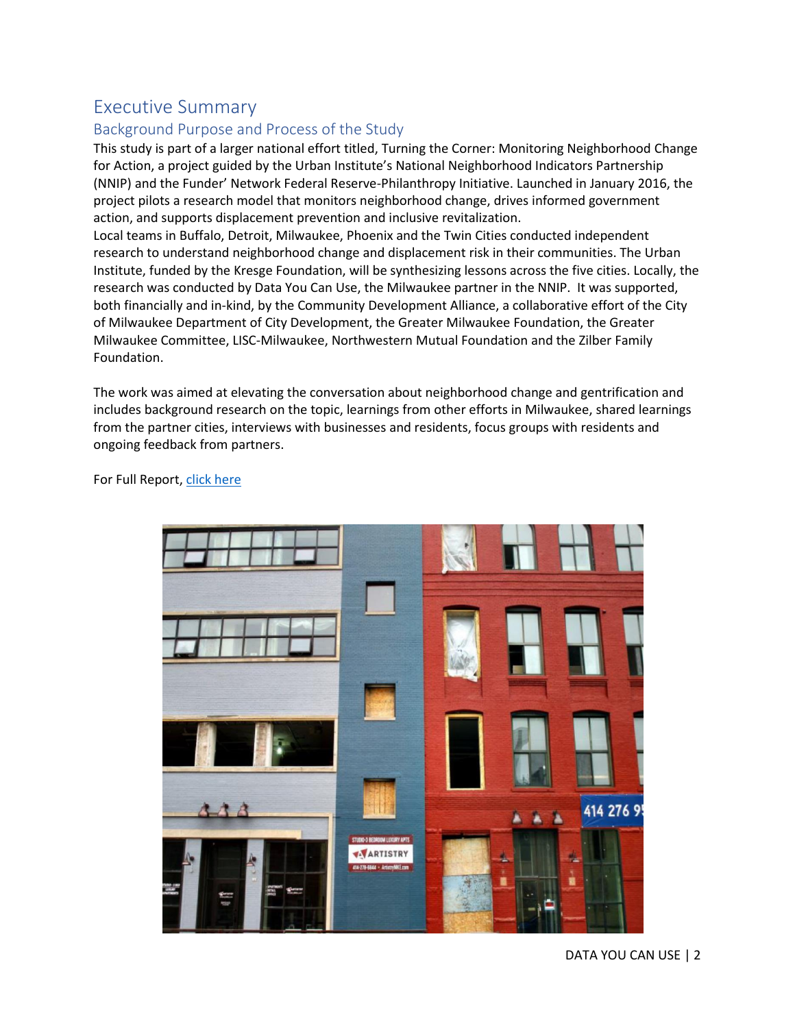# Executive Summary

## Background Purpose and Process of the Study

This study is part of a larger national effort titled, Turning the Corner: Monitoring Neighborhood Change for Action, a project guided by the Urban Institute's National Neighborhood Indicators Partnership (NNIP) and the Funder' Network Federal Reserve-Philanthropy Initiative. Launched in January 2016, the project pilots a research model that monitors neighborhood change, drives informed government action, and supports displacement prevention and inclusive revitalization.

Local teams in Buffalo, Detroit, Milwaukee, Phoenix and the Twin Cities conducted independent research to understand neighborhood change and displacement risk in their communities. The Urban Institute, funded by the Kresge Foundation, will be synthesizing lessons across the five cities. Locally, the research was conducted by Data You Can Use, the Milwaukee partner in the NNIP. It was supported, both financially and in-kind, by the Community Development Alliance, a collaborative effort of the City of Milwaukee Department of City Development, the Greater Milwaukee Foundation, the Greater Milwaukee Committee, LISC-Milwaukee, Northwestern Mutual Foundation and the Zilber Family Foundation.

The work was aimed at elevating the conversation about neighborhood change and gentrification and includes background research on the topic, learnings from other efforts in Milwaukee, shared learnings from the partner cities, interviews with businesses and residents, focus groups with residents and ongoing feedback from partners.

For Full Report, [click here]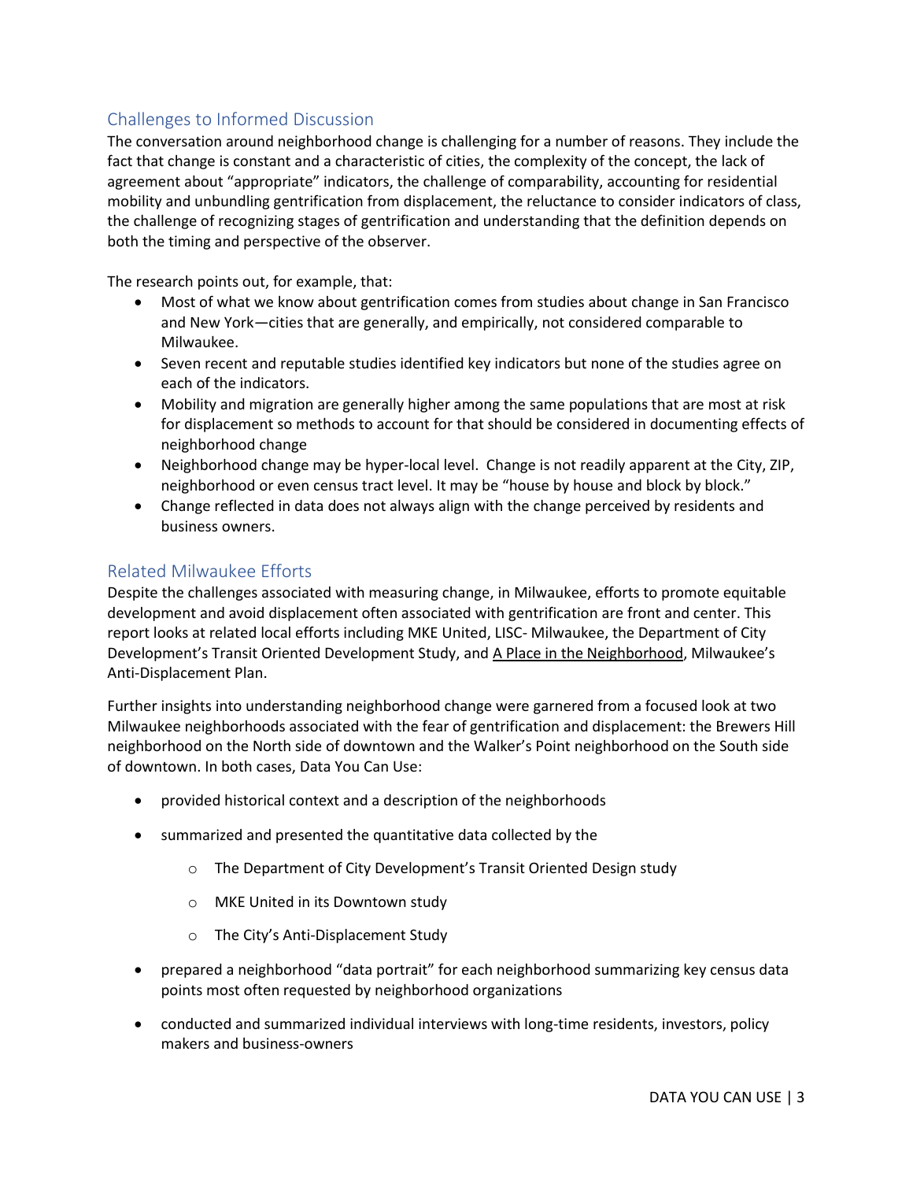## Challenges to Informed Discussion

The conversation around neighborhood change is challenging for a number of reasons. They include the fact that change is constant and a characteristic of cities, the complexity of the concept, the lack of agreement about "appropriate" indicators, the challenge of comparability, accounting for residential mobility and unbundling gentrification from displacement, the reluctance to consider indicators of class, the challenge of recognizing stages of gentrification and understanding that the definition depends on both the timing and perspective of the observer.

The research points out, for example, that:

- Most of what we know about gentrification comes from studies about change in San Francisco and New York—cities that are generally, and empirically, not considered comparable to Milwaukee.
- Seven recent and reputable studies identified key indicators but none of the studies agree on each of the indicators.
- Mobility and migration are generally higher among the same populations that are most at risk for displacement so methods to account for that should be considered in documenting effects of neighborhood change
- Neighborhood change may be hyper-local level. Change is not readily apparent at the City, ZIP, neighborhood or even census tract level. It may be "house by house and block by block."
- Change reflected in data does not always align with the change perceived by residents and business owners.

## Related Milwaukee Efforts

Despite the challenges associated with measuring change, in Milwaukee, efforts to promote equitable development and avoid displacement often associated with gentrification are front and center. This report looks at related local efforts including MKE United, LISC- Milwaukee, the Department of City Development's Transit Oriented Development Study, and A Place in the Neighborhood, Milwaukee's Anti-Displacement Plan.

Further insights into understanding neighborhood change were garnered from a focused look at two Milwaukee neighborhoods associated with the fear of gentrification and displacement: the Brewers Hill neighborhood on the North side of downtown and the Walker's Point neighborhood on the South side of downtown. In both cases, Data You Can Use:

- provided historical context and a description of the neighborhoods
- summarized and presented the quantitative data collected by the
  - The Department of City Development's Transit Oriented Design study
  - MKE United in its Downtown study
  - The City's Anti-Displacement Study
- prepared a neighborhood "data portrait" for each neighborhood summarizing key census data points most often requested by neighborhood organizations
- conducted and summarized individual interviews with long-time residents, investors, policy makers and business-owners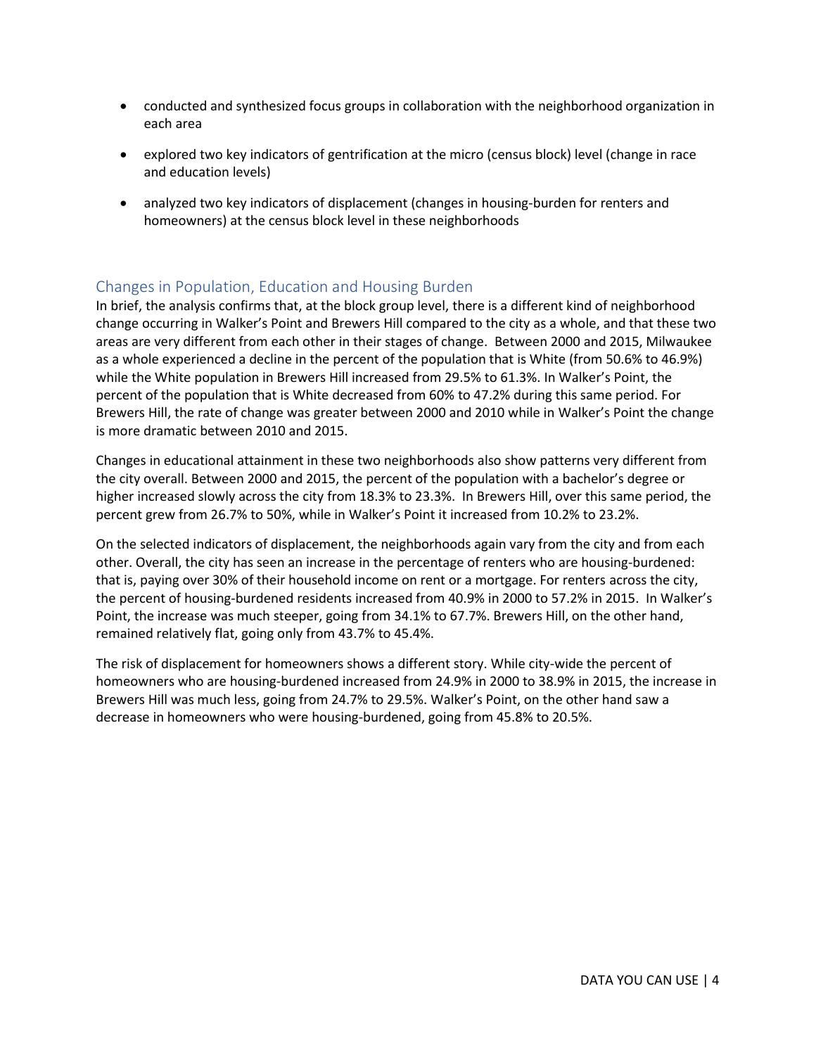- conducted and synthesized focus groups in collaboration with the neighborhood organization in each area
- explored two key indicators of gentrification at the micro (census block) level (change in race and education levels)
- analyzed two key indicators of displacement (changes in housing-burden for renters and homeowners) at the census block level in these neighborhoods

## Changes in Population, Education and Housing Burden

In brief, the analysis confirms that, at the block group level, there is a different kind of neighborhood change occurring in Walker's Point and Brewers Hill compared to the city as a whole, and that these two areas are very different from each other in their stages of change. Between 2000 and 2015, Milwaukee as a whole experienced a decline in the percent of the population that is White (from 50.6% to 46.9%) while the White population in Brewers Hill increased from 29.5% to 61.3%. In Walker's Point, the percent of the population that is White decreased from 60% to 47.2% during this same period. For Brewers Hill, the rate of change was greater between 2000 and 2010 while in Walker's Point the change is more dramatic between 2010 and 2015.

Changes in educational attainment in these two neighborhoods also show patterns very different from the city overall. Between 2000 and 2015, the percent of the population with a bachelor's degree or higher increased slowly across the city from 18.3% to 23.3%. In Brewers Hill, over this same period, the percent grew from 26.7% to 50%, while in Walker's Point it increased from 10.2% to 23.2%.

On the selected indicators of displacement, the neighborhoods again vary from the city and from each other. Overall, the city has seen an increase in the percentage of renters who are housing-burdened: that is, paying over 30% of their household income on rent or a mortgage. For renters across the city, the percent of housing-burdened residents increased from 40.9% in 2000 to 57.2% in 2015. In Walker's Point, the increase was much steeper, going from 34.1% to 67.7%. Brewers Hill, on the other hand, remained relatively flat, going only from 43.7% to 45.4%.

The risk of displacement for homeowners shows a different story. While city-wide the percent of homeowners who are housing-burdened increased from 24.9% in 2000 to 38.9% in 2015, the increase in Brewers Hill was much less, going from 24.7% to 29.5%. Walker's Point, on the other hand saw a decrease in homeowners who were housing-burdened, going from 45.8% to 20.5%.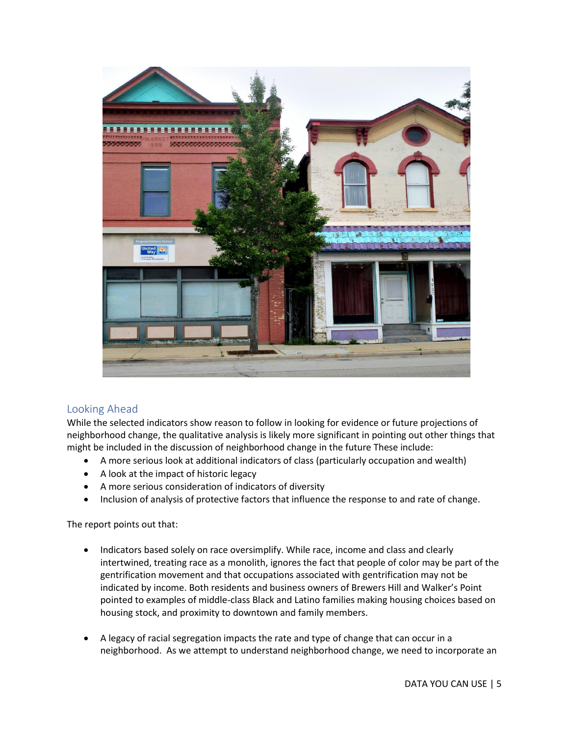## Looking Ahead

While the selected indicators show reason to follow in looking for evidence or future projections of neighborhood change, the qualitative analysis is likely more significant in pointing out other things that might be included in the discussion of neighborhood change in the future These include:

- A more serious look at additional indicators of class (particularly occupation and wealth)
- A look at the impact of historic legacy
- A more serious consideration of indicators of diversity
- Inclusion of analysis of protective factors that influence the response to and rate of change.

The report points out that:

- Indicators based solely on race oversimplify. While race, income and class and clearly intertwined, treating race as a monolith, ignores the fact that people of color may be part of the gentrification movement and that occupations associated with gentrification may not be indicated by income. Both residents and business owners of Brewers Hill and Walker's Point pointed to examples of middle-class Black and Latino families making housing choices based on housing stock, and proximity to downtown and family members.

- A legacy of racial segregation impacts the rate and type of change that can occur in a neighborhood. As we attempt to understand neighborhood change, we need to incorporate an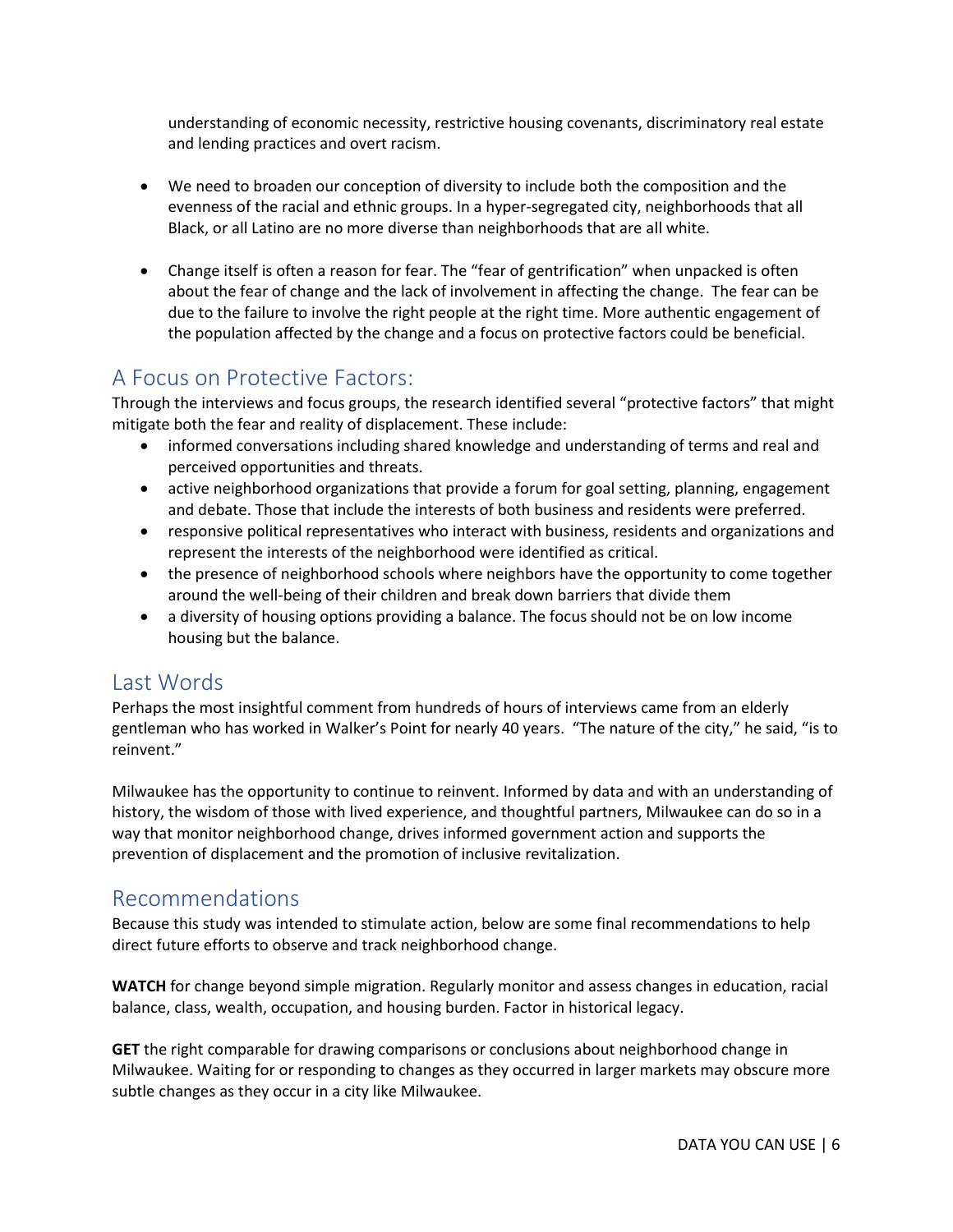understanding of economic necessity, restrictive housing covenants, discriminatory real estate and lending practices and overt racism.

- We need to broaden our conception of diversity to include both the composition and the evenness of the racial and ethnic groups. In a hyper-segregated city, neighborhoods that all Black, or all Latino are no more diverse than neighborhoods that are all white.

- Change itself is often a reason for fear. The "fear of gentrification" when unpacked is often about the fear of change and the lack of involvement in affecting the change. The fear can be due to the failure to involve the right people at the right time. More authentic engagement of the population affected by the change and a focus on protective factors could be beneficial.

## A Focus on Protective Factors:

Through the interviews and focus groups, the research identified several "protective factors" that might mitigate both the fear and reality of displacement. These include:

- informed conversations including shared knowledge and understanding of terms and real and perceived opportunities and threats.
- active neighborhood organizations that provide a forum for goal setting, planning, engagement and debate. Those that include the interests of both business and residents were preferred.
- responsive political representatives who interact with business, residents and organizations and represent the interests of the neighborhood were identified as critical.
- the presence of neighborhood schools where neighbors have the opportunity to come together around the well-being of their children and break down barriers that divide them
- a diversity of housing options providing a balance. The focus should not be on low income housing but the balance.

## Last Words

Perhaps the most insightful comment from hundreds of hours of interviews came from an elderly gentleman who has worked in Walker's Point for nearly 40 years. "The nature of the city," he said, "is to reinvent."

Milwaukee has the opportunity to continue to reinvent. Informed by data and with an understanding of history, the wisdom of those with lived experience, and thoughtful partners, Milwaukee can do so in a way that monitor neighborhood change, drives informed government action and supports the prevention of displacement and the promotion of inclusive revitalization.

## Recommendations

Because this study was intended to stimulate action, below are some final recommendations to help direct future efforts to observe and track neighborhood change.

**WATCH** for change beyond simple migration. Regularly monitor and assess changes in education, racial balance, class, wealth, occupation, and housing burden. Factor in historical legacy.

**GET** the right comparable for drawing comparisons or conclusions about neighborhood change in Milwaukee. Waiting for or responding to changes as they occurred in larger markets may obscure more subtle changes as they occur in a city like Milwaukee.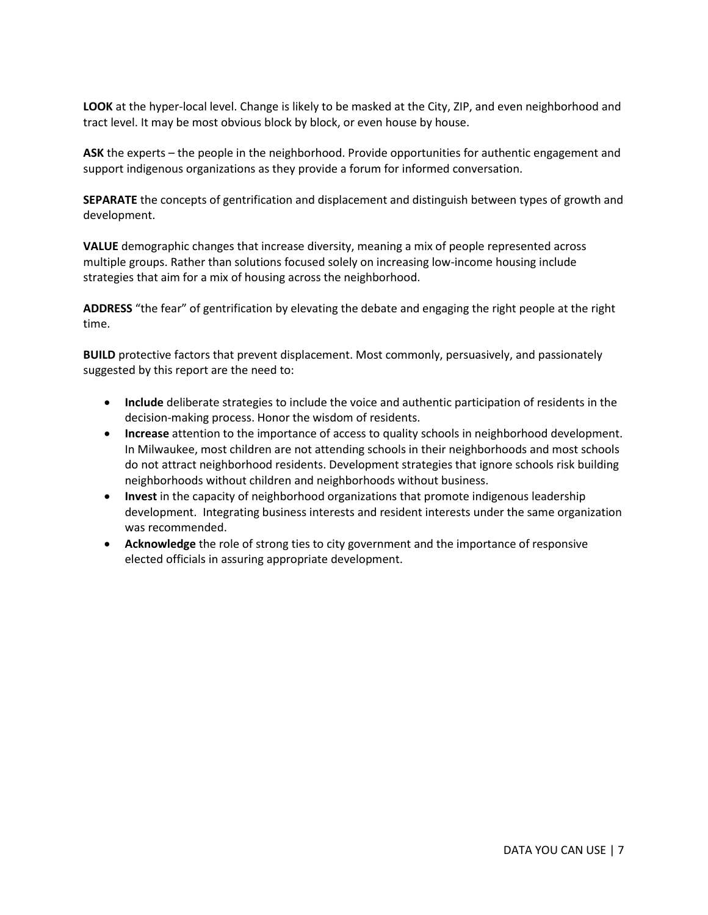**LOOK** at the hyper-local level. Change is likely to be masked at the City, ZIP, and even neighborhood and tract level. It may be most obvious block by block, or even house by house.

**ASK** the experts – the people in the neighborhood. Provide opportunities for authentic engagement and support indigenous organizations as they provide a forum for informed conversation.

**SEPARATE** the concepts of gentrification and displacement and distinguish between types of growth and development.

**VALUE** demographic changes that increase diversity, meaning a mix of people represented across multiple groups. Rather than solutions focused solely on increasing low-income housing include strategies that aim for a mix of housing across the neighborhood.

**ADDRESS** "the fear" of gentrification by elevating the debate and engaging the right people at the right time.

**BUILD** protective factors that prevent displacement. Most commonly, persuasively, and passionately suggested by this report are the need to:

- **Include** deliberate strategies to include the voice and authentic participation of residents in the decision-making process. Honor the wisdom of residents.
- **Increase** attention to the importance of access to quality schools in neighborhood development. In Milwaukee, most children are not attending schools in their neighborhoods and most schools do not attract neighborhood residents. Development strategies that ignore schools risk building neighborhoods without children and neighborhoods without business.
- **Invest** in the capacity of neighborhood organizations that promote indigenous leadership development. Integrating business interests and resident interests under the same organization was recommended.
- **Acknowledge** the role of strong ties to city government and the importance of responsive elected officials in assuring appropriate development.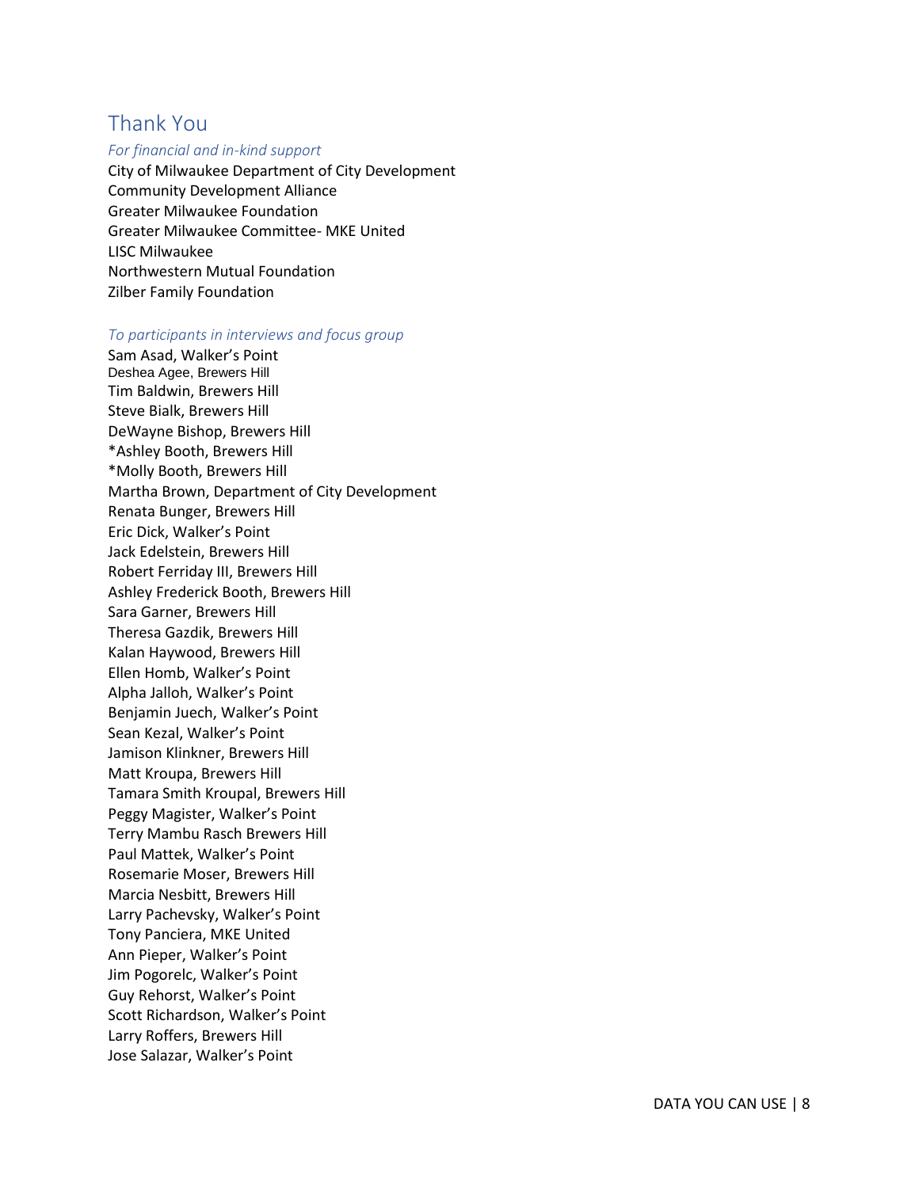## Thank You

*For financial and in-kind support*

City of Milwaukee Department of City Development
Community Development Alliance
Greater Milwaukee Foundation
Greater Milwaukee Committee- MKE United
LISC Milwaukee
Northwestern Mutual Foundation
Zilber Family Foundation

*To participants in interviews and focus group*

Sam Asad, Walker's Point
Deshea Agee, Brewers Hill
Tim Baldwin, Brewers Hill
Steve Bialk, Brewers Hill
DeWayne Bishop, Brewers Hill
*Ashley Booth, Brewers Hill
*Molly Booth, Brewers Hill
Martha Brown, Department of City Development
Renata Bunger, Brewers Hill
Eric Dick, Walker's Point
Jack Edelstein, Brewers Hill
Robert Ferriday III, Brewers Hill
Ashley Frederick Booth, Brewers Hill
Sara Garner, Brewers Hill
Theresa Gazdik, Brewers Hill
Kalan Haywood, Brewers Hill
Ellen Homb, Walker's Point
Alpha Jalloh, Walker's Point
Benjamin Juech, Walker's Point
Sean Kezal, Walker's Point
Jamison Klinkner, Brewers Hill
Matt Kroupa, Brewers Hill
Tamara Smith Kroupal, Brewers Hill
Peggy Magister, Walker's Point
Terry Mambu Rasch Brewers Hill
Paul Mattek, Walker's Point
Rosemarie Moser, Brewers Hill
Marcia Nesbitt, Brewers Hill
Larry Pachevsky, Walker's Point
Tony Panciera, MKE United
Ann Pieper, Walker's Point
Jim Pogorelc, Walker's Point
Guy Rehorst, Walker's Point
Scott Richardson, Walker's Point
Larry Roffers, Brewers Hill
Jose Salazar, Walker's Point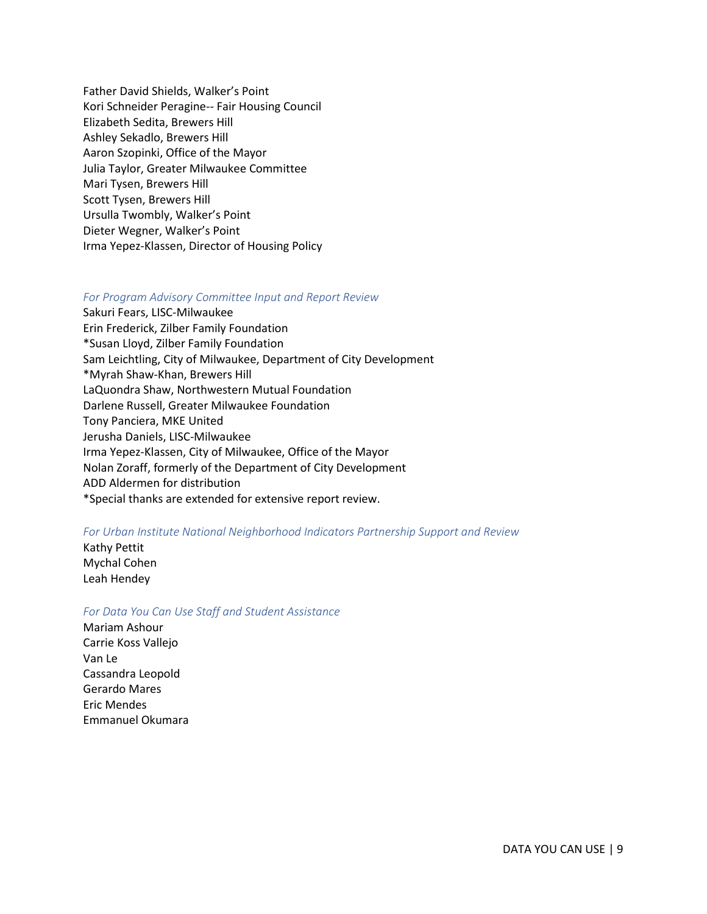Father David Shields, Walker's Point
Kori Schneider Peragine-- Fair Housing Council
Elizabeth Sedita, Brewers Hill
Ashley Sekadlo, Brewers Hill
Aaron Szopinki, Office of the Mayor
Julia Taylor, Greater Milwaukee Committee
Mari Tysen, Brewers Hill
Scott Tysen, Brewers Hill
Ursulla Twombly, Walker's Point
Dieter Wegner, Walker's Point
Irma Yepez-Klassen, Director of Housing Policy

*For Program Advisory Committee Input and Report Review*

Sakuri Fears, LISC-Milwaukee
Erin Frederick, Zilber Family Foundation
*Susan Lloyd, Zilber Family Foundation
Sam Leichtling, City of Milwaukee, Department of City Development
*Myrah Shaw-Khan, Brewers Hill
LaQuondra Shaw, Northwestern Mutual Foundation
Darlene Russell, Greater Milwaukee Foundation
Tony Panciera, MKE United
Jerusha Daniels, LISC-Milwaukee
Irma Yepez-Klassen, City of Milwaukee, Office of the Mayor
Nolan Zoraff, formerly of the Department of City Development
ADD Aldermen for distribution
*Special thanks are extended for extensive report review.

*For Urban Institute National Neighborhood Indicators Partnership Support and Review*

Kathy Pettit
Mychal Cohen
Leah Hendey

*For Data You Can Use Staff and Student Assistance*

Mariam Ashour
Carrie Koss Vallejo
Van Le
Cassandra Leopold
Gerardo Mares
Eric Mendes
Emmanuel Okumara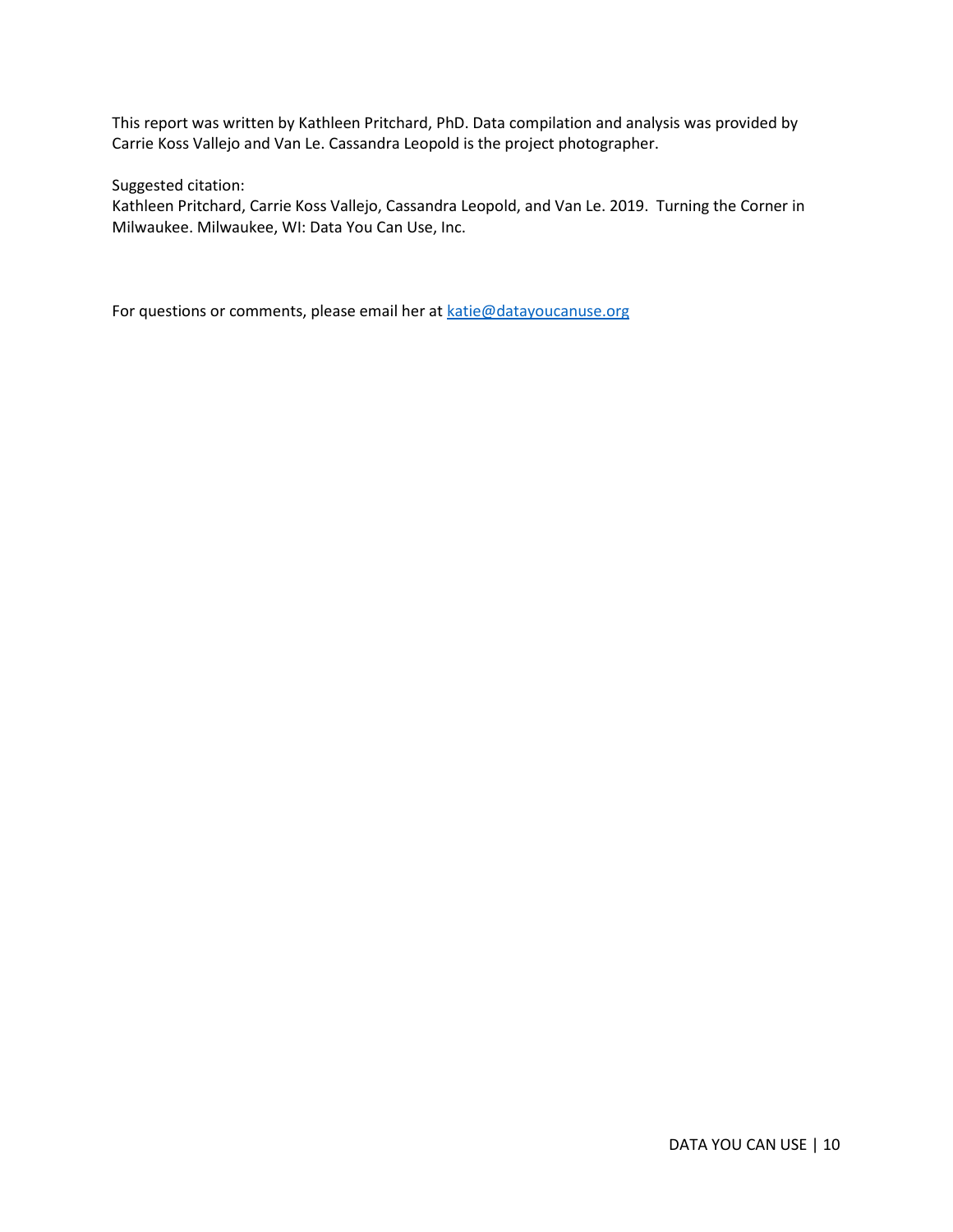This report was written by Kathleen Pritchard, PhD. Data compilation and analysis was provided by Carrie Koss Vallejo and Van Le. Cassandra Leopold is the project photographer.

Suggested citation:
Kathleen Pritchard, Carrie Koss Vallejo, Cassandra Leopold, and Van Le. 2019. Turning the Corner in Milwaukee. Milwaukee, WI: Data You Can Use, Inc.

For questions or comments, please email her at [katie@datayoucanuse.org](mailto:katie@datayoucanuse.org)